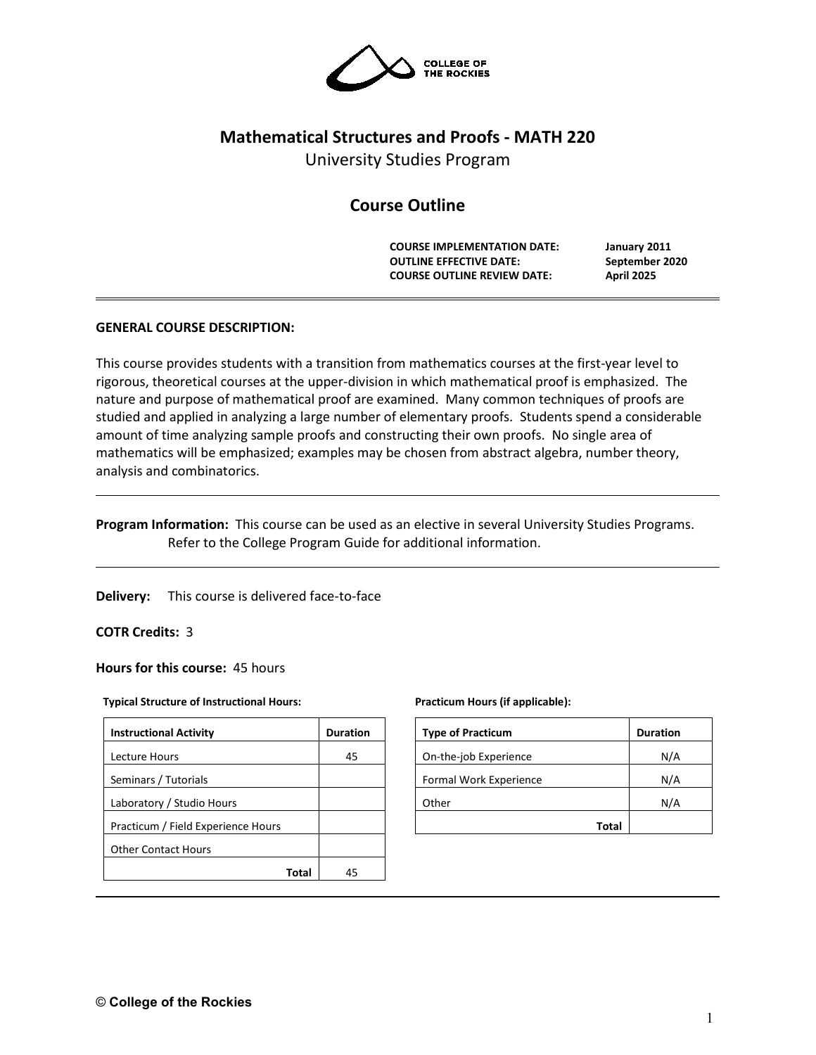# Mathematical Structures and Proofs - MATH 220

University Studies Program

## Course Outline

| | |
|---|---|
| **COURSE IMPLEMENTATION DATE:** | **January 2011** |
| **OUTLINE EFFECTIVE DATE:** | **September 2020** |
| **COURSE OUTLINE REVIEW DATE:** | **April 2025** |

**GENERAL COURSE DESCRIPTION:**

This course provides students with a transition from mathematics courses at the first-year level to rigorous, theoretical courses at the upper-division in which mathematical proof is emphasized. The nature and purpose of mathematical proof are examined. Many common techniques of proofs are studied and applied in analyzing a large number of elementary proofs. Students spend a considerable amount of time analyzing sample proofs and constructing their own proofs. No single area of mathematics will be emphasized; examples may be chosen from abstract algebra, number theory, analysis and combinatorics.

---

**Program Information:** This course can be used as an elective in several University Studies Programs. Refer to the College Program Guide for additional information.

---

**Delivery:** This course is delivered face-to-face

**COTR Credits:** 3

**Hours for this course:** 45 hours

**Typical Structure of Instructional Hours:**

| Instructional Activity | Duration |
|---|---|
| Lecture Hours | 45 |
| Seminars / Tutorials | |
| Laboratory / Studio Hours | |
| Practicum / Field Experience Hours | |
| Other Contact Hours | |
| **Total** | 45 |

**Practicum Hours (if applicable):**

| Type of Practicum | Duration |
|---|---|
| On-the-job Experience | N/A |
| Formal Work Experience | N/A |
| Other | N/A |
| **Total** | |

© College of the Rockies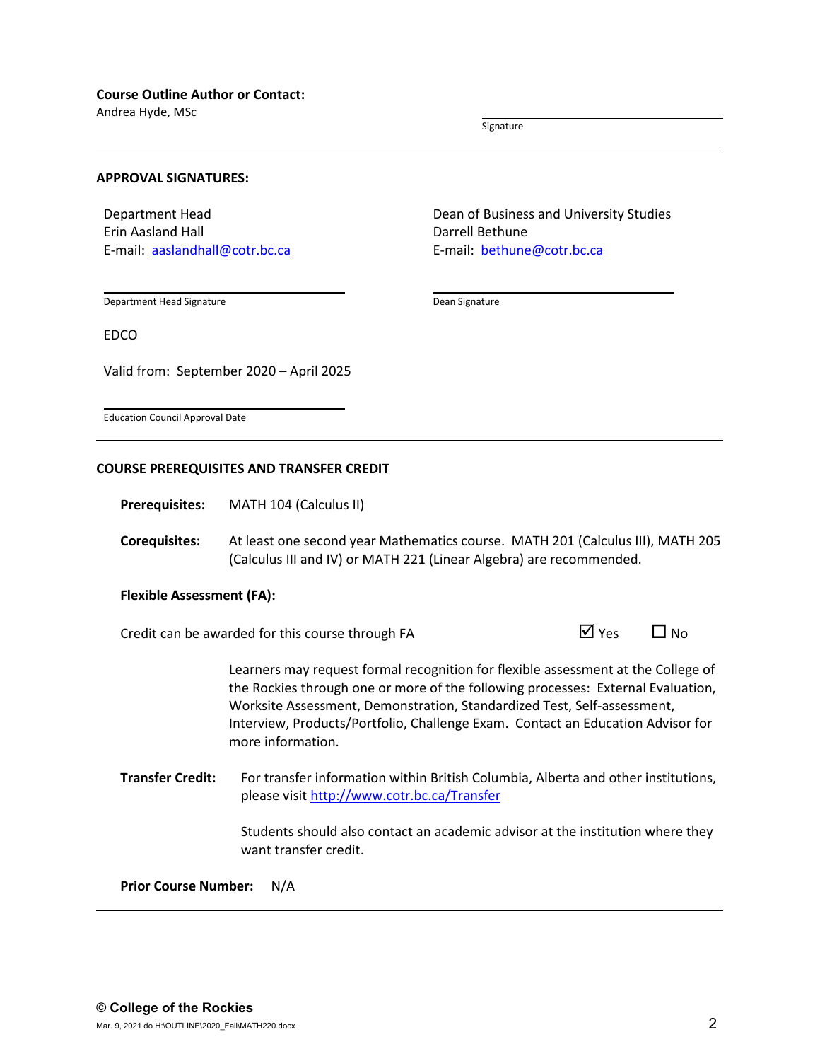**Course Outline Author or Contact:**
Andrea Hyde, MSc

Signature

---

**APPROVAL SIGNATURES:**

Department Head
Erin Aasland Hall
E-mail: [aaslandhall@cotr.bc.ca](mailto:aaslandhall@cotr.bc.ca)

Department Head Signature

Dean of Business and University Studies
Darrell Bethune
E-mail: [bethune@cotr.bc.ca](mailto:bethune@cotr.bc.ca)

Dean Signature

EDCO

Valid from: September 2020 – April 2025

Education Council Approval Date

---

**COURSE PREREQUISITES AND TRANSFER CREDIT**

**Prerequisites:** MATH 104 (Calculus II)

**Corequisites:** At least one second year Mathematics course. MATH 201 (Calculus III), MATH 205 (Calculus III and IV) or MATH 221 (Linear Algebra) are recommended.

**Flexible Assessment (FA):**

Credit can be awarded for this course through FA ☑ Yes ☐ No

Learners may request formal recognition for flexible assessment at the College of the Rockies through one or more of the following processes: External Evaluation, Worksite Assessment, Demonstration, Standardized Test, Self-assessment, Interview, Products/Portfolio, Challenge Exam. Contact an Education Advisor for more information.

**Transfer Credit:** For transfer information within British Columbia, Alberta and other institutions, please visit [http://www.cotr.bc.ca/Transfer](http://www.cotr.bc.ca/Transfer)

Students should also contact an academic advisor at the institution where they want transfer credit.

**Prior Course Number:** N/A

---

**© College of the Rockies**
Mar. 9, 2021 do H:\OUTLINE\2020_Fall\MATH220.docx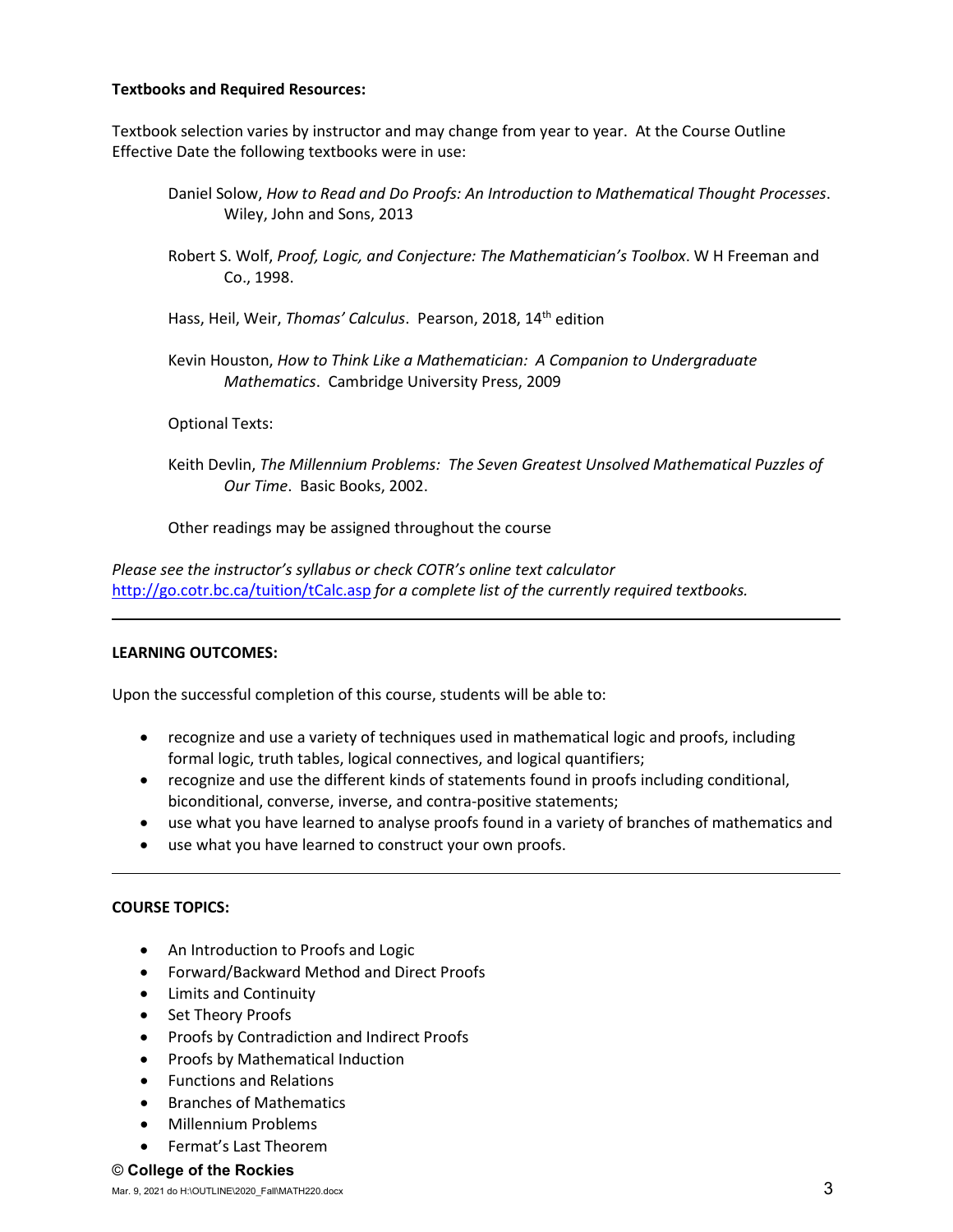**Textbooks and Required Resources:**

Textbook selection varies by instructor and may change from year to year. At the Course Outline Effective Date the following textbooks were in use:

Daniel Solow, *How to Read and Do Proofs: An Introduction to Mathematical Thought Processes*. Wiley, John and Sons, 2013

Robert S. Wolf, *Proof, Logic, and Conjecture: The Mathematician's Toolbox*. W H Freeman and Co., 1998.

Hass, Heil, Weir, *Thomas' Calculus*. Pearson, 2018, 14th edition

Kevin Houston, *How to Think Like a Mathematician: A Companion to Undergraduate Mathematics*. Cambridge University Press, 2009

Optional Texts:

Keith Devlin, *The Millennium Problems: The Seven Greatest Unsolved Mathematical Puzzles of Our Time*. Basic Books, 2002.

Other readings may be assigned throughout the course

*Please see the instructor's syllabus or check COTR's online text calculator* http://go.cotr.bc.ca/tuition/tCalc.asp *for a complete list of the currently required textbooks.*

---

**LEARNING OUTCOMES:**

Upon the successful completion of this course, students will be able to:

- recognize and use a variety of techniques used in mathematical logic and proofs, including formal logic, truth tables, logical connectives, and logical quantifiers;
- recognize and use the different kinds of statements found in proofs including conditional, biconditional, converse, inverse, and contra-positive statements;
- use what you have learned to analyse proofs found in a variety of branches of mathematics and
- use what you have learned to construct your own proofs.

---

**COURSE TOPICS:**

- An Introduction to Proofs and Logic
- Forward/Backward Method and Direct Proofs
- Limits and Continuity
- Set Theory Proofs
- Proofs by Contradiction and Indirect Proofs
- Proofs by Mathematical Induction
- Functions and Relations
- Branches of Mathematics
- Millennium Problems
- Fermat's Last Theorem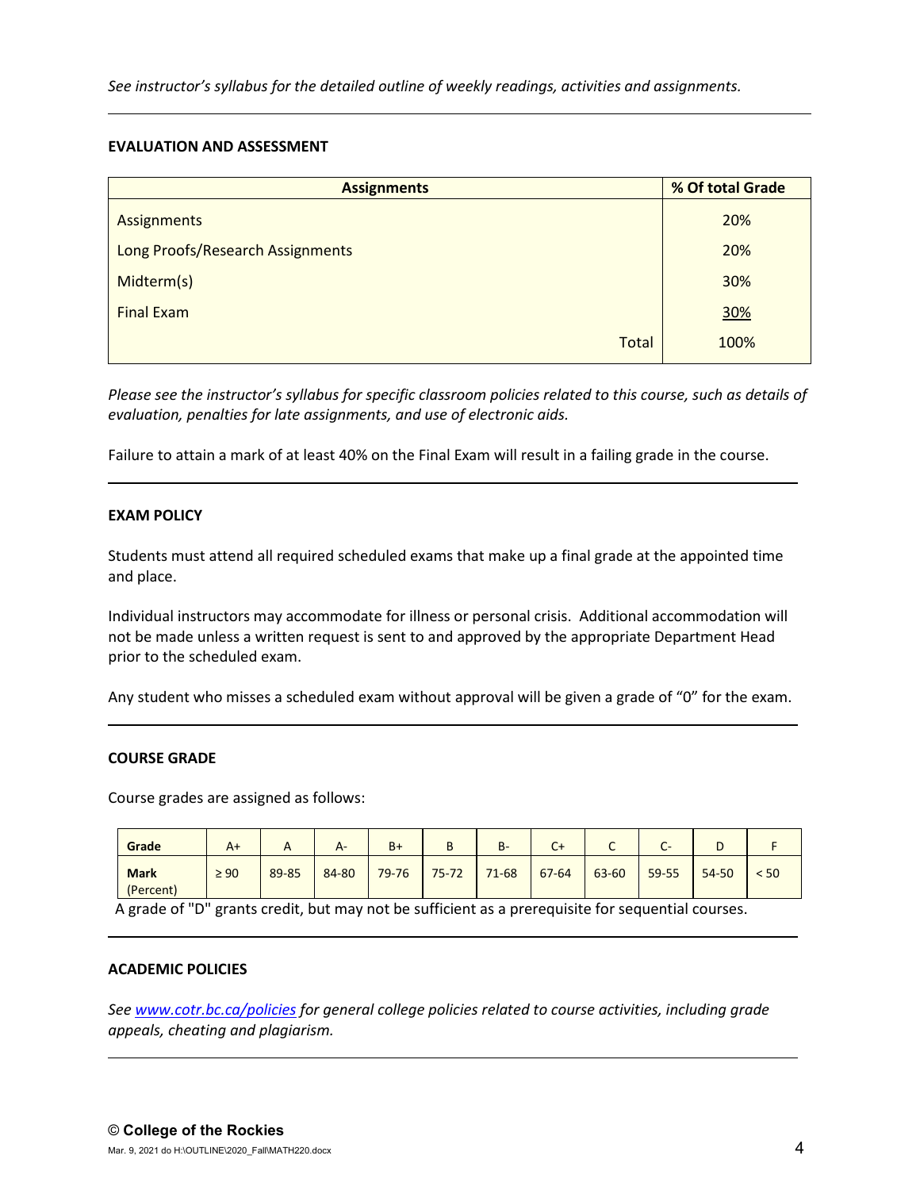*See instructor's syllabus for the detailed outline of weekly readings, activities and assignments.*

---

**EVALUATION AND ASSESSMENT**

| Assignments | % Of total Grade |
|---|---|
| Assignments | 20% |
| Long Proofs/Research Assignments | 20% |
| Midterm(s) | 30% |
| Final Exam | 30% |
| Total | 100% |

*Please see the instructor's syllabus for specific classroom policies related to this course, such as details of evaluation, penalties for late assignments, and use of electronic aids.*

Failure to attain a mark of at least 40% on the Final Exam will result in a failing grade in the course.

---

**EXAM POLICY**

Students must attend all required scheduled exams that make up a final grade at the appointed time and place.

Individual instructors may accommodate for illness or personal crisis. Additional accommodation will not be made unless a written request is sent to and approved by the appropriate Department Head prior to the scheduled exam.

Any student who misses a scheduled exam without approval will be given a grade of "0" for the exam.

---

**COURSE GRADE**

Course grades are assigned as follows:

| Grade | A+ | A | A- | B+ | B | B- | C+ | C | C- | D | F |
|---|---|---|---|---|---|---|---|---|---|---|---|
| Mark (Percent) | ≥ 90 | 89-85 | 84-80 | 79-76 | 75-72 | 71-68 | 67-64 | 63-60 | 59-55 | 54-50 | < 50 |

A grade of "D" grants credit, but may not be sufficient as a prerequisite for sequential courses.

---

**ACADEMIC POLICIES**

*See www.cotr.bc.ca/policies for general college policies related to course activities, including grade appeals, cheating and plagiarism.*

---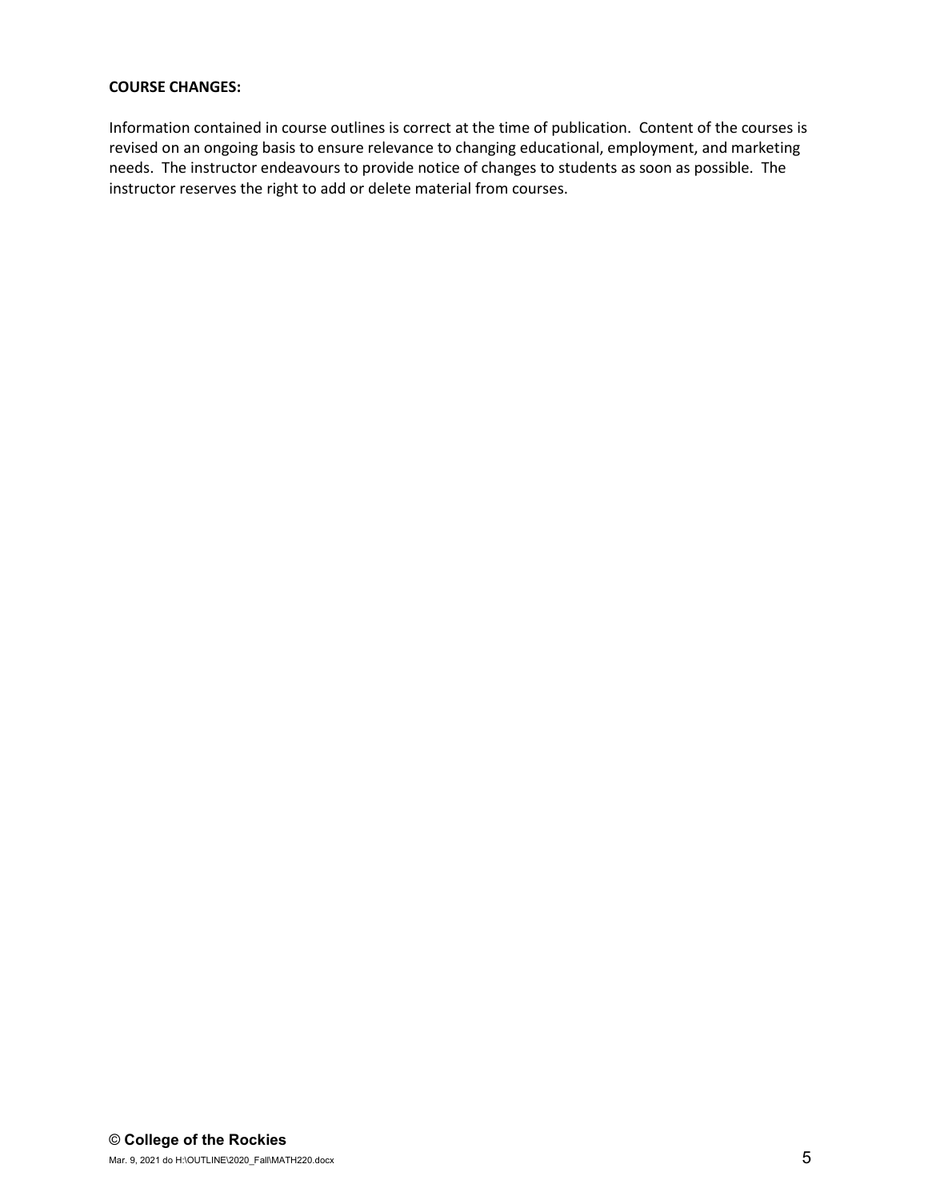**COURSE CHANGES:**

Information contained in course outlines is correct at the time of publication. Content of the courses is revised on an ongoing basis to ensure relevance to changing educational, employment, and marketing needs. The instructor endeavours to provide notice of changes to students as soon as possible. The instructor reserves the right to add or delete material from courses.